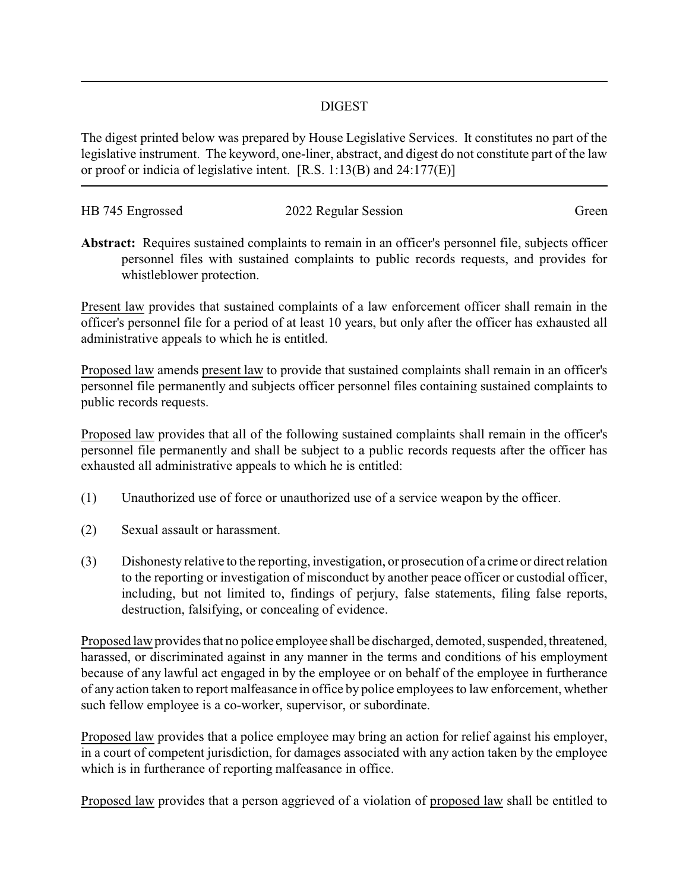# DIGEST

The digest printed below was prepared by House Legislative Services. It constitutes no part of the legislative instrument. The keyword, one-liner, abstract, and digest do not constitute part of the law or proof or indicia of legislative intent. [R.S. 1:13(B) and 24:177(E)]

---

HB 745 Engrossed | 2022 Regular Session | Green

**Abstract:** Requires sustained complaints to remain in an officer's personnel file, subjects officer personnel files with sustained complaints to public records requests, and provides for whistleblower protection.

Present law provides that sustained complaints of a law enforcement officer shall remain in the officer's personnel file for a period of at least 10 years, but only after the officer has exhausted all administrative appeals to which he is entitled.

Proposed law amends present law to provide that sustained complaints shall remain in an officer's personnel file permanently and subjects officer personnel files containing sustained complaints to public records requests.

Proposed law provides that all of the following sustained complaints shall remain in the officer's personnel file permanently and shall be subject to a public records requests after the officer has exhausted all administrative appeals to which he is entitled:

(1) Unauthorized use of force or unauthorized use of a service weapon by the officer.

(2) Sexual assault or harassment.

(3) Dishonesty relative to the reporting, investigation, or prosecution of a crime or direct relation to the reporting or investigation of misconduct by another peace officer or custodial officer, including, but not limited to, findings of perjury, false statements, filing false reports, destruction, falsifying, or concealing of evidence.

Proposed law provides that no police employee shall be discharged, demoted, suspended, threatened, harassed, or discriminated against in any manner in the terms and conditions of his employment because of any lawful act engaged in by the employee or on behalf of the employee in furtherance of any action taken to report malfeasance in office by police employees to law enforcement, whether such fellow employee is a co-worker, supervisor, or subordinate.

Proposed law provides that a police employee may bring an action for relief against his employer, in a court of competent jurisdiction, for damages associated with any action taken by the employee which is in furtherance of reporting malfeasance in office.

Proposed law provides that a person aggrieved of a violation of proposed law shall be entitled to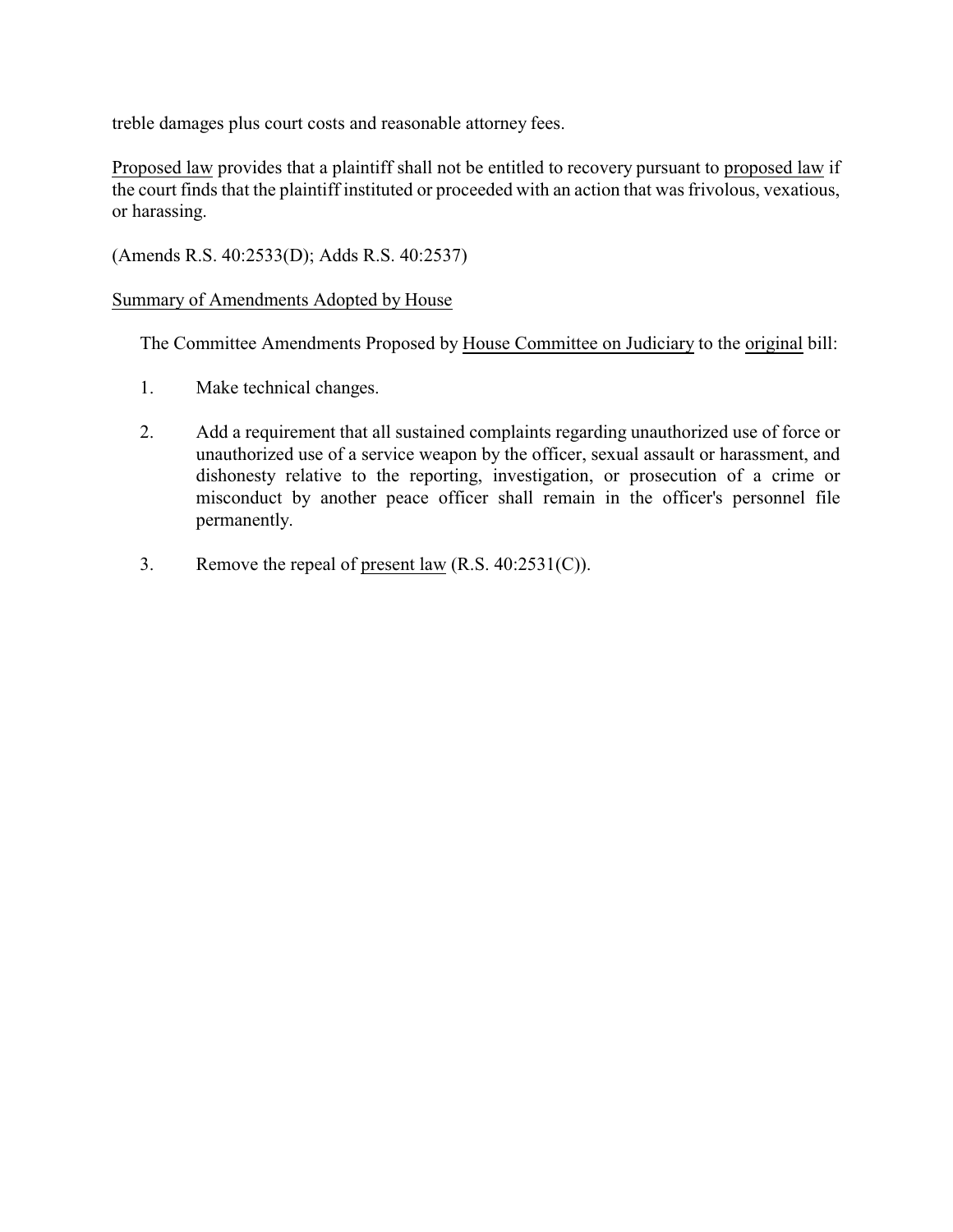treble damages plus court costs and reasonable attorney fees.

Proposed law provides that a plaintiff shall not be entitled to recovery pursuant to proposed law if the court finds that the plaintiff instituted or proceeded with an action that was frivolous, vexatious, or harassing.

(Amends R.S. 40:2533(D); Adds R.S. 40:2537)

Summary of Amendments Adopted by House

The Committee Amendments Proposed by House Committee on Judiciary to the original bill:

1. Make technical changes.

2. Add a requirement that all sustained complaints regarding unauthorized use of force or unauthorized use of a service weapon by the officer, sexual assault or harassment, and dishonesty relative to the reporting, investigation, or prosecution of a crime or misconduct by another peace officer shall remain in the officer's personnel file permanently.

3. Remove the repeal of present law (R.S. 40:2531(C)).